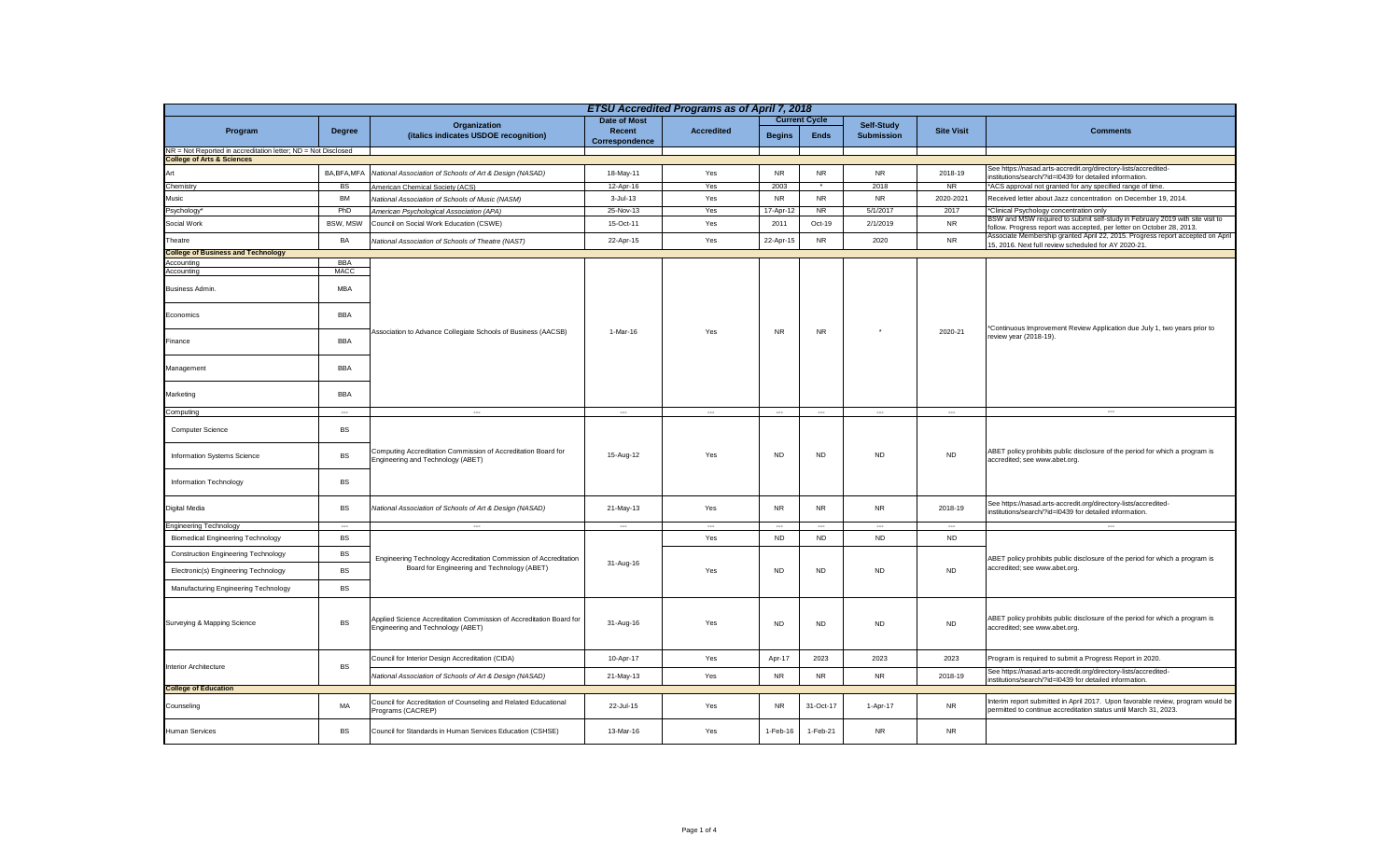# ETSU Accredited Programs as of April 7, 2018

| Program | Degree | Organization (italics indicates USDOE recognition) | Date of Most Recent Correspondence | Accredited | Current Cycle | | Self-Study Submission | Site Visit | Comments |
|---|---|---|---|---|---|---|---|---|---|
| | | | | | Begins | Ends | | | |
| NR = Not Reported in accreditation letter; ND = Not Disclosed | | | | | | | | | |
| **College of Arts & Sciences** | | | | | | | | | |
| Art | BA,BFA,MFA | *National Association of Schools of Art & Design (NASAD)* | 18-May-11 | Yes | NR | NR | NR | 2018-19 | See https://nasad.arts-accredit.org/directory-lists/accredited-institutions/search/?id=I0439 for detailed information. |
| Chemistry | BS | American Chemical Society (ACS) | 12-Apr-16 | Yes | 2003 | * | 2018 | NR | *ACS approval not granted for any specified range of time. |
| Music | BM | *National Association of Schools of Music (NASM)* | 3-Jul-13 | Yes | NR | NR | NR | 2020-2021 | Received letter about Jazz concentration on December 19, 2014. |
| Psychology* | PhD | *American Psychological Association (APA)* | 25-Nov-13 | Yes | 17-Apr-12 | NR | 5/1/2017 | 2017 | *Clinical Psychology concentration only |
| Social Work | BSW, MSW | Council on Social Work Education (CSWE) | 15-Oct-11 | Yes | 2011 | Oct-19 | 2/1/2019 | NR | BSW and MSW required to submit self-study in February 2019 with site visit to follow. Progress report was accepted, per letter on October 28, 2013. |
| Theatre | BA | *National Association of Schools of Theatre (NAST)* | 22-Apr-15 | Yes | 22-Apr-15 | NR | 2020 | NR | Associate Membership granted April 22, 2015. Progress report accepted on April 15, 2016. Next full review scheduled for AY 2020-21. |
| **College of Business and Technology** | | | | | | | | | |
| Accounting | BBA | Association to Advance Collegiate Schools of Business (AACSB) | 1-Mar-16 | Yes | NR | NR | * | 2020-21 | *Continuous Improvement Review Application due July 1, two years prior to review year (2018-19). |
| Accounting | MACC | | | | | | | | |
| Business Admin. | MBA | | | | | | | | |
| Economics | BBA | | | | | | | | |
| Finance | BBA | | | | | | | | |
| Management | BBA | | | | | | | | |
| Marketing | BBA | | | | | | | | |
| Computing | --- | --- | --- | --- | --- | --- | --- | --- | --- |
| Computer Science | BS | Computing Accreditation Commission of Accreditation Board for Engineering and Technology (ABET) | 15-Aug-12 | Yes | ND | ND | ND | ND | ABET policy prohibits public disclosure of the period for which a program is accredited; see www.abet.org. |
| Information Systems Science | BS | | | | | | | | |
| Information Technology | BS | | | | | | | | |
| Digital Media | BS | *National Association of Schools of Art & Design (NASAD)* | 21-May-13 | Yes | NR | NR | NR | 2018-19 | See https://nasad.arts-accredit.org/directory-lists/accredited-institutions/search/?id=I0439 for detailed information. |
| Engineering Technology | --- | --- | --- | --- | --- | --- | --- | --- | --- |
| Biomedical Engineering Technology | BS | Engineering Technology Accreditation Commission of Accreditation Board for Engineering and Technology (ABET) | 31-Aug-16 | Yes | ND | ND | ND | ND | ABET policy prohibits public disclosure of the period for which a program is accredited; see www.abet.org. |
| Construction Engineering Technology | BS | | | Yes | ND | ND | ND | ND | |
| Electronic(s) Engineering Technology | BS | | | | | | | | |
| Manufacturing Engineering Technology | BS | | | | | | | | |
| Surveying & Mapping Science | BS | Applied Science Accreditation Commission of Accreditation Board for Engineering and Technology (ABET) | 31-Aug-16 | Yes | ND | ND | ND | ND | ABET policy prohibits public disclosure of the period for which a program is accredited; see www.abet.org. |
| Interior Architecture | BS | Council for Interior Design Accreditation (CIDA) | 10-Apr-17 | Yes | Apr-17 | 2023 | 2023 | 2023 | Program is required to submit a Progress Report in 2020. |
| | | *National Association of Schools of Art & Design (NASAD)* | 21-May-13 | Yes | NR | NR | NR | 2018-19 | See https://nasad.arts-accredit.org/directory-lists/accredited-institutions/search/?id=I0439 for detailed information. |
| **College of Education** | | | | | | | | | |
| Counseling | MA | Council for Accreditation of Counseling and Related Educational Programs (CACREP) | 22-Jul-15 | Yes | NR | 31-Oct-17 | 1-Apr-17 | NR | Interim report submitted in April 2017. Upon favorable review, program would be permitted to continue accreditation status until March 31, 2023. |
| Human Services | BS | Council for Standards in Human Services Education (CSHSE) | 13-Mar-16 | Yes | 1-Feb-16 | 1-Feb-21 | NR | NR | |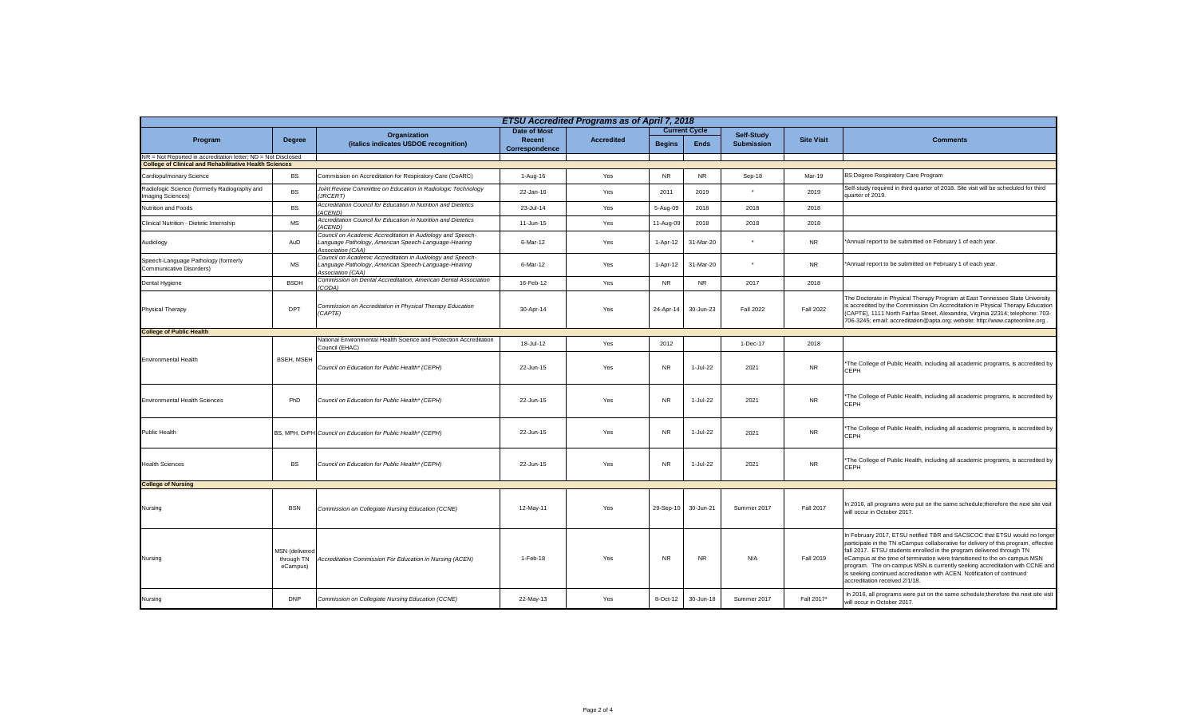| ETSU Accredited Programs as of April 7, 2018 | | | | | | | | | |
|---|---|---|---|---|---|---|---|---|---|
| Program | Degree | Organization (italics indicates USDOE recognition) | Date of Most Recent Correspondence | Accredited | Current Cycle | | Self-Study Submission | Site Visit | Comments |
| | | | | | Begins | Ends | | | |
| NR = Not Reported in accreditation letter; ND = Not Disclosed | | | | | | | | | |
| **College of Clinical and Rehabilitative Health Sciences** | | | | | | | | | |
| Cardiopulmonary Science | BS | Commission on Accreditation for Respiratory Care (CoARC) | 1-Aug-16 | Yes | NR | NR | Sep-18 | Mar-19 | BS Degree Respiratory Care Program |
| Radiologic Science (formerly Radiography and Imaging Sciences) | BS | *Joint Review Committee on Education in Radiologic Technology (JRCERT)* | 22-Jan-16 | Yes | 2011 | 2019 | * | 2019 | Self-study required in third quarter of 2018. Site visit will be scheduled for third quarter of 2019. |
| Nutrition and Foods | BS | *Accreditation Council for Education in Nutrition and Dietetics (ACEND)* | 23-Jul-14 | Yes | 5-Aug-09 | 2018 | 2018 | 2018 | |
| Clinical Nutrition - Dietetic Internship | MS | *Accreditation Council for Education in Nutrition and Dietetics (ACEND)* | 11-Jun-15 | Yes | 11-Aug-09 | 2018 | 2018 | 2018 | |
| Audiology | AuD | *Council on Academic Accreditation in Audiology and Speech-Language Pathology, American Speech-Language-Hearing Association (CAA)* | 6-Mar-12 | Yes | 1-Apr-12 | 31-Mar-20 | * | NR | *Annual report to be submitted on February 1 of each year. |
| Speech-Language Pathology (formerly Communicative Disorders) | MS | *Council on Academic Accreditation in Audiology and Speech-Language Pathology, American Speech-Language-Hearing Association (CAA)* | 6-Mar-12 | Yes | 1-Apr-12 | 31-Mar-20 | * | NR | *Annual report to be submitted on February 1 of each year. |
| Dental Hygiene | BSDH | *Commission on Dental Accreditation, American Dental Association (CODA)* | 16-Feb-12 | Yes | NR | NR | 2017 | 2018 | |
| Physical Therapy | DPT | *Commission on Accreditation in Physical Therapy Education (CAPTE)* | 30-Apr-14 | Yes | 24-Apr-14 | 30-Jun-23 | Fall 2022 | Fall 2022 | The Doctorate in Physical Therapy Program at East Tennessee State University is accredited by the Commission On Accreditation in Physical Therapy Education (CAPTE), 1111 North Fairfax Street, Alexandria, Virginia 22314; telephone: 703-706-3245; email: accreditation@apta.org; website: http://www.capteonline.org . |
| **College of Public Health** | | | | | | | | | |
| Environmental Health | BSEH, MSEH | National Environmental Health Science and Protection Accreditation Council (EHAC) | 18-Jul-12 | Yes | 2012 | | 1-Dec-17 | 2018 | |
| | | *Council on Education for Public Health* (CEPH)* | 22-Jun-15 | Yes | NR | 1-Jul-22 | 2021 | NR | *The College of Public Health, including all academic programs, is accredited by CEPH |
| Environmental Health Sciences | PhD | *Council on Education for Public Health* (CEPH)* | 22-Jun-15 | Yes | NR | 1-Jul-22 | 2021 | NR | *The College of Public Health, including all academic programs, is accredited by CEPH |
| Public Health | BS, MPH, DrPH | *Council on Education for Public Health* (CEPH)* | 22-Jun-15 | Yes | NR | 1-Jul-22 | 2021 | NR | *The College of Public Health, including all academic programs, is accredited by CEPH |
| Health Sciences | BS | *Council on Education for Public Health* (CEPH)* | 22-Jun-15 | Yes | NR | 1-Jul-22 | 2021 | NR | *The College of Public Health, including all academic programs, is accredited by CEPH |
| **College of Nursing** | | | | | | | | | |
| Nursing | BSN | *Commission on Collegiate Nursing Education (CCNE)* | 12-May-11 | Yes | 29-Sep-10 | 30-Jun-21 | Summer 2017 | Fall 2017 | In 2016, all programs were put on the same schedule;therefore the next site visit will occur in October 2017. |
| Nursing | MSN (delivered through TN eCampus) | *Accreditation Commission For Education in Nursing (ACEN)* | 1-Feb-18 | Yes | NR | NR | N/A | Fall 2019 | In February 2017, ETSU notified TBR and SACSCOC that ETSU would no longer participate in the TN eCampus collaborative for delivery of this program, effective fall 2017. ETSU students enrolled in the program delivered through TN eCampus at the time of termination were transitioned to the on-campus MSN program. The on-campus MSN is currently seeking accreditation with CCNE and is seeking continued accreditation with ACEN. Notification of continued accreditation received 2/1/18. |
| Nursing | DNP | *Commission on Collegiate Nursing Education (CCNE)* | 22-May-13 | Yes | 8-Oct-12 | 30-Jun-18 | Summer 2017 | Fall 2017* | In 2016, all programs were put on the same schedule;therefore the next site visit will occur in October 2017. |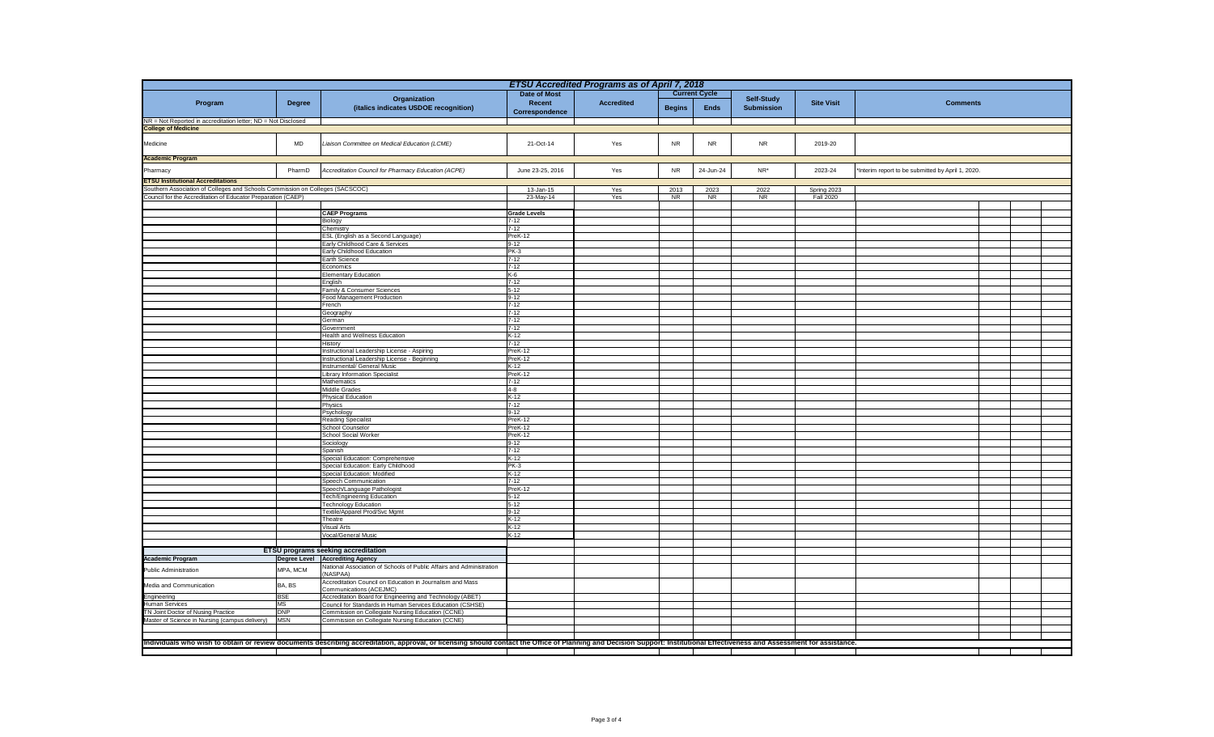# ETSU Accredited Programs as of April 7, 2018

| Program | Degree | Organization (italics indicates USDOE recognition) | Date of Most Recent Correspondence | Accredited | Current Cycle Begins | Current Cycle Ends | Self-Study Submission | Site Visit | Comments |
|---|---|---|---|---|---|---|---|---|---|
| NR = Not Reported in accreditation letter; ND = Not Disclosed | | | | | | | | | |
| **College of Medicine** | | | | | | | | | |
| Medicine | MD | *Liaison Committee on Medical Education (LCME)* | 21-Oct-14 | Yes | NR | NR | NR | 2019-20 | |
| **Academic Program** | | | | | | | | | |
| Pharmacy | PharmD | *Accreditation Council for Pharmacy Education (ACPE)* | June 23-25, 2016 | Yes | NR | 24-Jun-24 | NR* | 2023-24 | *Interim report to be submitted by April 1, 2020. |
| **ETSU Institutional Accreditations** | | | | | | | | | |
| Southern Association of Colleges and Schools Commission on Colleges (SACSCOC) | | | 13-Jan-15 | Yes | 2013 | 2023 | 2022 | Spring 2023 | |
| Council for the Accreditation of Educator Preparation (CAEP) | | | 23-May-14 | Yes | NR | NR | NR | Fall 2020 | |

| CAEP Programs | Grade Levels |
|---|---|
| Biology | 7-12 |
| Chemistry | 7-12 |
| ESL (English as a Second Language) | PreK-12 |
| Early Childhood Care & Services | 9-12 |
| Early Childhood Education | PK-3 |
| Earth Science | 7-12 |
| Economics | 7-12 |
| Elementary Education | K-6 |
| English | 7-12 |
| Family & Consumer Sciences | 5-12 |
| Food Management Production | 9-12 |
| French | 7-12 |
| Geography | 7-12 |
| German | 7-12 |
| Government | 7-12 |
| Health and Wellness Education | K-12 |
| History | 7-12 |
| Instructional Leadership License - Aspiring | PreK-12 |
| Instructional Leadership License - Beginning | PreK-12 |
| Instrumental/ General Music | K-12 |
| Library Information Specialist | PreK-12 |
| Mathematics | 7-12 |
| Middle Grades | 4-8 |
| Physical Education | K-12 |
| Physics | 7-12 |
| Psychology | 9-12 |
| Reading Specialist | PreK-12 |
| School Counselor | PreK-12 |
| School Social Worker | PreK-12 |
| Sociology | 9-12 |
| Spanish | 7-12 |
| Special Education: Comprehensive | K-12 |
| Special Education: Early Childhood | PK-3 |
| Special Education: Modified | K-12 |
| Speech Communication | 7-12 |
| Speech/Language Pathologist | PreK-12 |
| Tech/Engineering Education | 5-12 |
| Technology Education | 5-12 |
| Textile/Apparel Prod/Svc Mgmt | 9-12 |
| Theatre | K-12 |
| Visual Arts | K-12 |
| Vocal/General Music | K-12 |

## ETSU programs seeking accreditation

| Academic Program | Degree Level | Accrediting Agency |
|---|---|---|
| Public Administration | MPA, MCM | National Association of Schools of Public Affairs and Administration (NASPAA) |
| Media and Communication | BA, BS | Accreditation Council on Education in Journalism and Mass Communications (ACEJMC) |
| Engineering | BSE | Accreditation Board for Engineering and Technology (ABET) |
| Human Services | MS | Council for Standards in Human Services Education (CSHSE) |
| TN Joint Doctor of Nusing Practice | DNP | Commission on Collegiate Nursing Education (CCNE) |
| Master of Science in Nursing (campus delivery) | MSN | Commission on Collegiate Nursing Education (CCNE) |

**Individuals who wish to obtain or review documents describing accreditation, approval, or licensing should contact the Office of Planning and Decision Support: Institutional Effectiveness and Assessment for assistance.**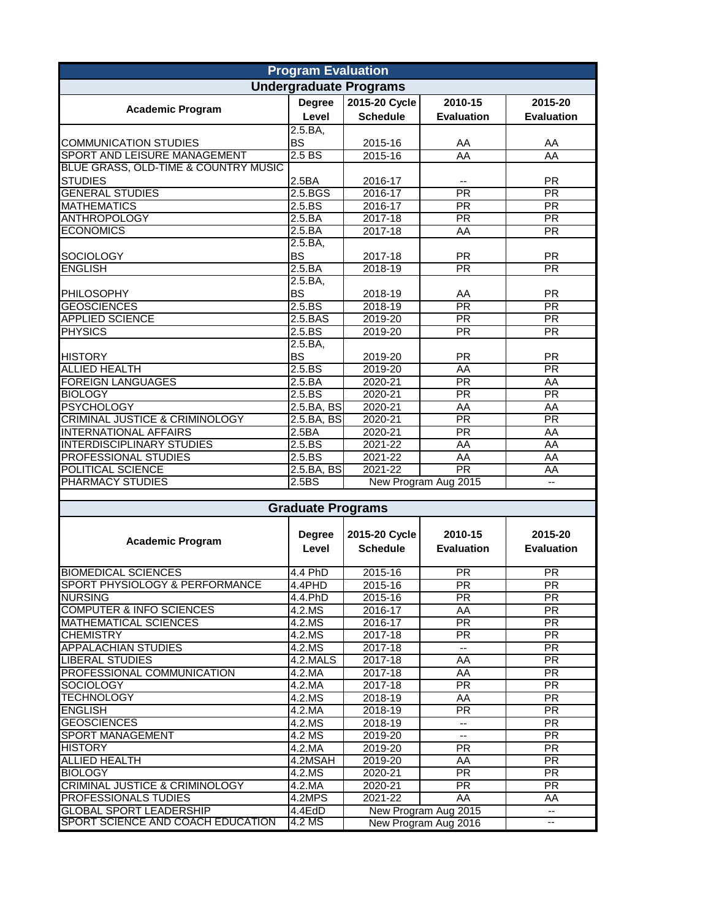## Program Evaluation

### Undergraduate Programs

| Academic Program | Degree Level | 2015-20 Cycle Schedule | 2010-15 Evaluation | 2015-20 Evaluation |
|---|---|---|---|---|
| COMMUNICATION STUDIES | 2.5.BA, BS | 2015-16 | AA | AA |
| SPORT AND LEISURE MANAGEMENT | 2.5 BS | 2015-16 | AA | AA |
| BLUE GRASS, OLD-TIME & COUNTRY MUSIC STUDIES | 2.5BA | 2016-17 | -- | PR |
| GENERAL STUDIES | 2.5.BGS | 2016-17 | PR | PR |
| MATHEMATICS | 2.5.BS | 2016-17 | PR | PR |
| ANTHROPOLOGY | 2.5.BA | 2017-18 | PR | PR |
| ECONOMICS | 2.5.BA | 2017-18 | AA | PR |
| SOCIOLOGY | 2.5.BA, BS | 2017-18 | PR | PR |
| ENGLISH | 2.5.BA | 2018-19 | PR | PR |
| PHILOSOPHY | 2.5.BA, BS | 2018-19 | AA | PR |
| GEOSCIENCES | 2.5.BS | 2018-19 | PR | PR |
| APPLIED SCIENCE | 2.5.BAS | 2019-20 | PR | PR |
| PHYSICS | 2.5.BS | 2019-20 | PR | PR |
| HISTORY | 2.5.BA, BS | 2019-20 | PR | PR |
| ALLIED HEALTH | 2.5.BS | 2019-20 | AA | PR |
| FOREIGN LANGUAGES | 2.5.BA | 2020-21 | PR | AA |
| BIOLOGY | 2.5.BS | 2020-21 | PR | PR |
| PSYCHOLOGY | 2.5.BA, BS | 2020-21 | AA | AA |
| CRIMINAL JUSTICE & CRIMINOLOGY | 2.5.BA, BS | 2020-21 | PR | PR |
| INTERNATIONAL AFFAIRS | 2.5BA | 2020-21 | PR | AA |
| INTERDISCIPLINARY STUDIES | 2.5.BS | 2021-22 | AA | AA |
| PROFESSIONAL STUDIES | 2.5.BS | 2021-22 | AA | AA |
| POLITICAL SCIENCE | 2.5.BA, BS | 2021-22 | PR | AA |
| PHARMACY STUDIES | 2.5BS | New Program Aug 2015 | | -- |

### Graduate Programs

| Academic Program | Degree Level | 2015-20 Cycle Schedule | 2010-15 Evaluation | 2015-20 Evaluation |
|---|---|---|---|---|
| BIOMEDICAL SCIENCES | 4.4 PhD | 2015-16 | PR | PR |
| SPORT PHYSIOLOGY & PERFORMANCE | 4.4PHD | 2015-16 | PR | PR |
| NURSING | 4.4.PhD | 2015-16 | PR | PR |
| COMPUTER & INFO SCIENCES | 4.2.MS | 2016-17 | AA | PR |
| MATHEMATICAL SCIENCES | 4.2.MS | 2016-17 | PR | PR |
| CHEMISTRY | 4.2.MS | 2017-18 | PR | PR |
| APPALACHIAN STUDIES | 4.2.MS | 2017-18 | -- | PR |
| LIBERAL STUDIES | 4.2.MALS | 2017-18 | AA | PR |
| PROFESSIONAL COMMUNICATION | 4.2.MA | 2017-18 | AA | PR |
| SOCIOLOGY | 4.2.MA | 2017-18 | PR | PR |
| TECHNOLOGY | 4.2.MS | 2018-19 | AA | PR |
| ENGLISH | 4.2.MA | 2018-19 | PR | PR |
| GEOSCIENCES | 4.2.MS | 2018-19 | -- | PR |
| SPORT MANAGEMENT | 4.2 MS | 2019-20 | -- | PR |
| HISTORY | 4.2.MA | 2019-20 | PR | PR |
| ALLIED HEALTH | 4.2MSAH | 2019-20 | AA | PR |
| BIOLOGY | 4.2.MS | 2020-21 | PR | PR |
| CRIMINAL JUSTICE & CRIMINOLOGY | 4.2.MA | 2020-21 | PR | PR |
| PROFESSIONALS TUDIES | 4.2MPS | 2021-22 | AA | AA |
| GLOBAL SPORT LEADERSHIP | 4.4EdD | New Program Aug 2015 | | -- |
| SPORT SCIENCE AND COACH EDUCATION | 4.2 MS | New Program Aug 2016 | | -- |